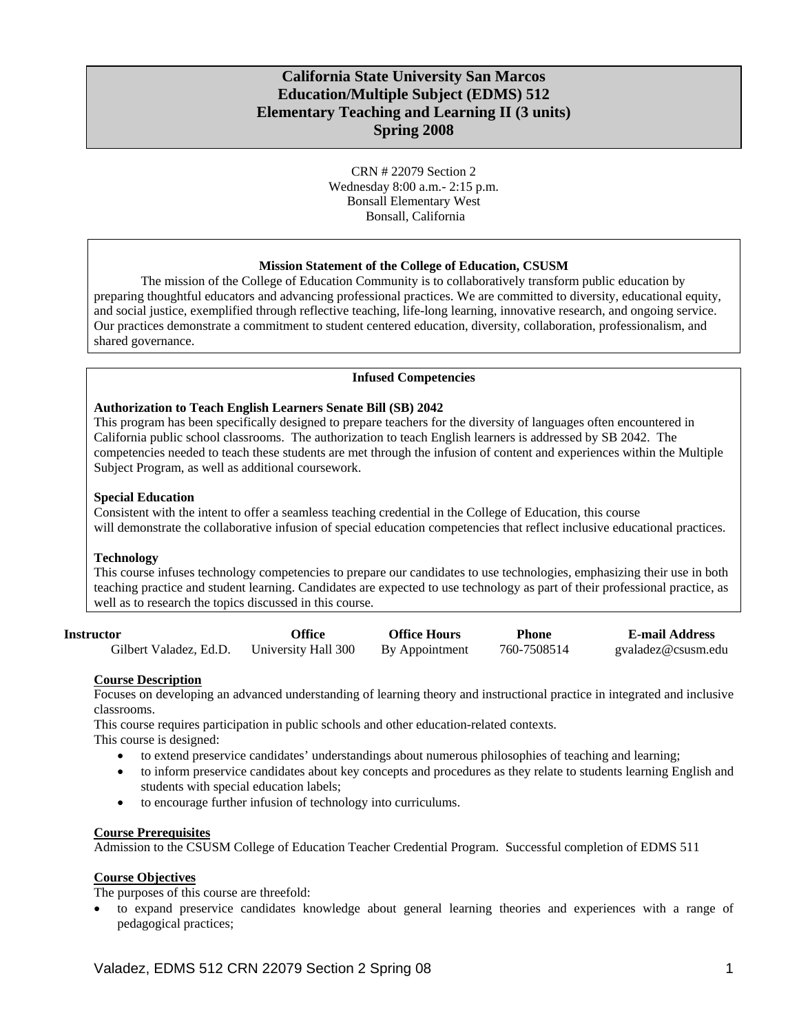# California State University San Marcos
# Education/Multiple Subject (EDMS) 512
# Elementary Teaching and Learning II (3 units)
# Spring 2008

CRN # 22079 Section 2
Wednesday 8:00 a.m.- 2:15 p.m.
Bonsall Elementary West
Bonsall, California

**Mission Statement of the College of Education, CSUSM**

The mission of the College of Education Community is to collaboratively transform public education by preparing thoughtful educators and advancing professional practices. We are committed to diversity, educational equity, and social justice, exemplified through reflective teaching, life-long learning, innovative research, and ongoing service. Our practices demonstrate a commitment to student centered education, diversity, collaboration, professionalism, and shared governance.

**Infused Competencies**

**Authorization to Teach English Learners Senate Bill (SB) 2042**
This program has been specifically designed to prepare teachers for the diversity of languages often encountered in California public school classrooms. The authorization to teach English learners is addressed by SB 2042. The competencies needed to teach these students are met through the infusion of content and experiences within the Multiple Subject Program, as well as additional coursework.

**Special Education**
Consistent with the intent to offer a seamless teaching credential in the College of Education, this course will demonstrate the collaborative infusion of special education competencies that reflect inclusive educational practices.

**Technology**
This course infuses technology competencies to prepare our candidates to use technologies, emphasizing their use in both teaching practice and student learning. Candidates are expected to use technology as part of their professional practice, as well as to research the topics discussed in this course.

| Instructor | Office | Office Hours | Phone | E-mail Address |
|---|---|---|---|---|
| Gilbert Valadez, Ed.D. | University Hall 300 | By Appointment | 760-7508514 | gvaladez@csusm.edu |

**Course Description**

Focuses on developing an advanced understanding of learning theory and instructional practice in integrated and inclusive classrooms.
This course requires participation in public schools and other education-related contexts.
This course is designed:

- to extend preservice candidates' understandings about numerous philosophies of teaching and learning;
- to inform preservice candidates about key concepts and procedures as they relate to students learning English and students with special education labels;
- to encourage further infusion of technology into curriculums.

**Course Prerequisites**

Admission to the CSUSM College of Education Teacher Credential Program. Successful completion of EDMS 511

**Course Objectives**

The purposes of this course are threefold:

- to expand preservice candidates knowledge about general learning theories and experiences with a range of pedagogical practices;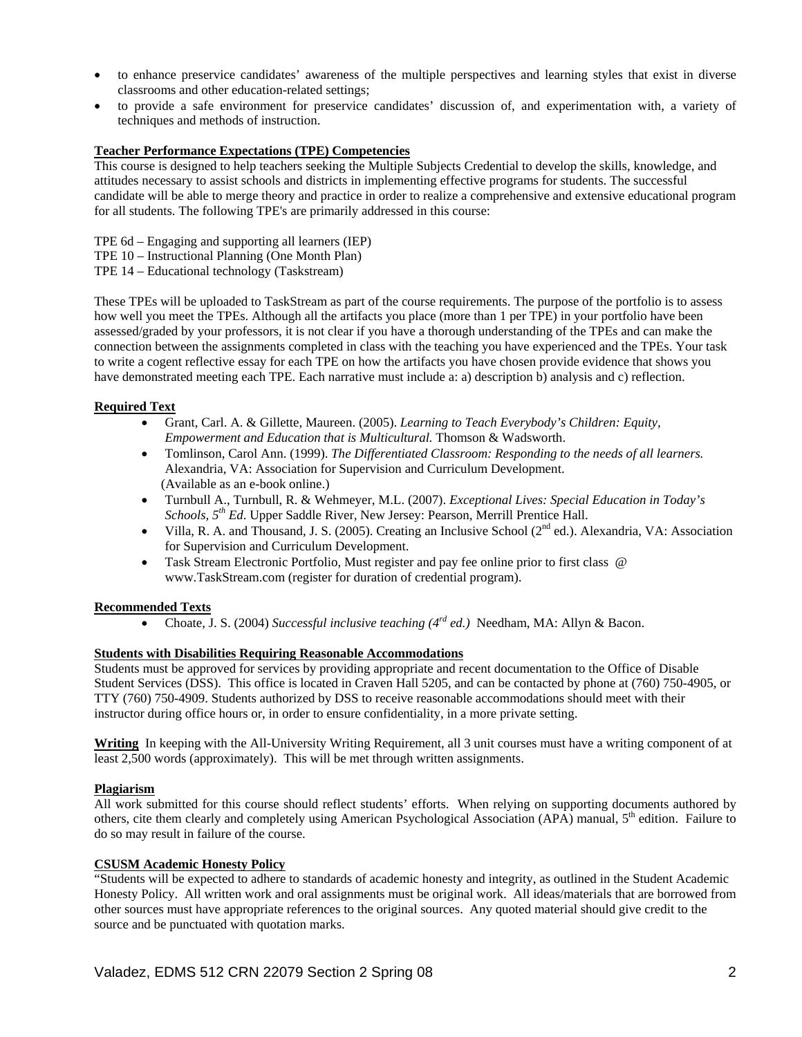- to enhance preservice candidates' awareness of the multiple perspectives and learning styles that exist in diverse classrooms and other education-related settings;
- to provide a safe environment for preservice candidates' discussion of, and experimentation with, a variety of techniques and methods of instruction.

**Teacher Performance Expectations (TPE) Competencies**

This course is designed to help teachers seeking the Multiple Subjects Credential to develop the skills, knowledge, and attitudes necessary to assist schools and districts in implementing effective programs for students. The successful candidate will be able to merge theory and practice in order to realize a comprehensive and extensive educational program for all students. The following TPE's are primarily addressed in this course:

TPE 6d – Engaging and supporting all learners (IEP)
TPE 10 – Instructional Planning (One Month Plan)
TPE 14 – Educational technology (Taskstream)

These TPEs will be uploaded to TaskStream as part of the course requirements. The purpose of the portfolio is to assess how well you meet the TPEs. Although all the artifacts you place (more than 1 per TPE) in your portfolio have been assessed/graded by your professors, it is not clear if you have a thorough understanding of the TPEs and can make the connection between the assignments completed in class with the teaching you have experienced and the TPEs. Your task to write a cogent reflective essay for each TPE on how the artifacts you have chosen provide evidence that shows you have demonstrated meeting each TPE. Each narrative must include a: a) description b) analysis and c) reflection.

**Required Text**

- Grant, Carl. A. & Gillette, Maureen. (2005). *Learning to Teach Everybody's Children: Equity, Empowerment and Education that is Multicultural.* Thomson & Wadsworth.
- Tomlinson, Carol Ann. (1999). *The Differentiated Classroom: Responding to the needs of all learners.* Alexandria, VA: Association for Supervision and Curriculum Development. (Available as an e-book online.)
- Turnbull A., Turnbull, R. & Wehmeyer, M.L. (2007). *Exceptional Lives: Special Education in Today's Schools, 5th Ed.* Upper Saddle River, New Jersey: Pearson, Merrill Prentice Hall.
- Villa, R. A. and Thousand, J. S. (2005). Creating an Inclusive School (2nd ed.). Alexandria, VA: Association for Supervision and Curriculum Development.
- Task Stream Electronic Portfolio, Must register and pay fee online prior to first class @ www.TaskStream.com (register for duration of credential program).

**Recommended Texts**

- Choate, J. S. (2004) *Successful inclusive teaching (4rd ed.)* Needham, MA: Allyn & Bacon.

**Students with Disabilities Requiring Reasonable Accommodations**

Students must be approved for services by providing appropriate and recent documentation to the Office of Disable Student Services (DSS). This office is located in Craven Hall 5205, and can be contacted by phone at (760) 750-4905, or TTY (760) 750-4909. Students authorized by DSS to receive reasonable accommodations should meet with their instructor during office hours or, in order to ensure confidentiality, in a more private setting.

**Writing** In keeping with the All-University Writing Requirement, all 3 unit courses must have a writing component of at least 2,500 words (approximately). This will be met through written assignments.

**Plagiarism**

All work submitted for this course should reflect students' efforts. When relying on supporting documents authored by others, cite them clearly and completely using American Psychological Association (APA) manual, 5th edition. Failure to do so may result in failure of the course.

**CSUSM Academic Honesty Policy**

"Students will be expected to adhere to standards of academic honesty and integrity, as outlined in the Student Academic Honesty Policy. All written work and oral assignments must be original work. All ideas/materials that are borrowed from other sources must have appropriate references to the original sources. Any quoted material should give credit to the source and be punctuated with quotation marks.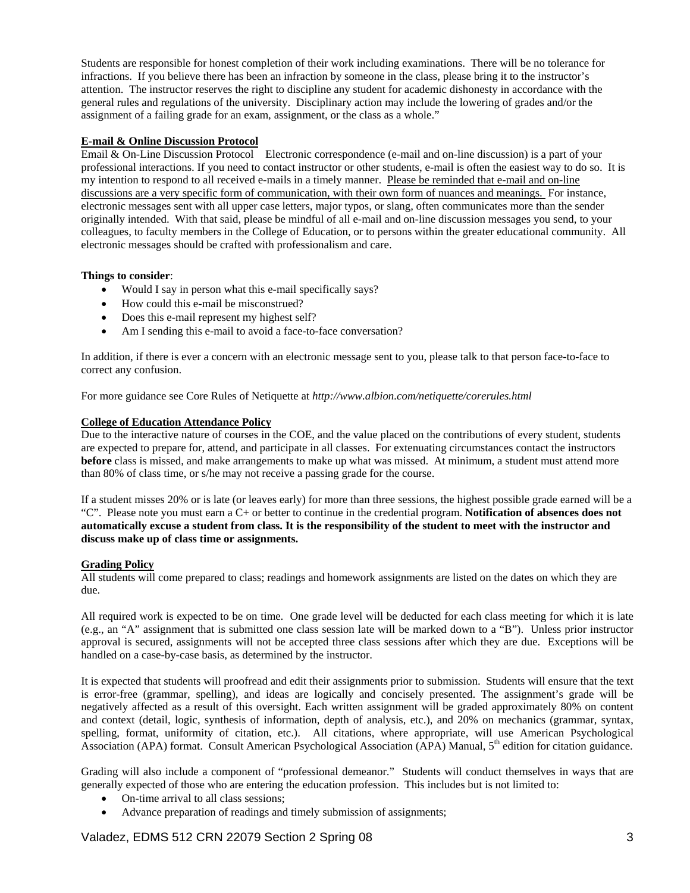Students are responsible for honest completion of their work including examinations. There will be no tolerance for infractions. If you believe there has been an infraction by someone in the class, please bring it to the instructor's attention. The instructor reserves the right to discipline any student for academic dishonesty in accordance with the general rules and regulations of the university. Disciplinary action may include the lowering of grades and/or the assignment of a failing grade for an exam, assignment, or the class as a whole."

**E-mail & Online Discussion Protocol**

Email & On-Line Discussion Protocol  Electronic correspondence (e-mail and on-line discussion) is a part of your professional interactions. If you need to contact instructor or other students, e-mail is often the easiest way to do so. It is my intention to respond to all received e-mails in a timely manner. Please be reminded that e-mail and on-line discussions are a very specific form of communication, with their own form of nuances and meanings. For instance, electronic messages sent with all upper case letters, major typos, or slang, often communicates more than the sender originally intended. With that said, please be mindful of all e-mail and on-line discussion messages you send, to your colleagues, to faculty members in the College of Education, or to persons within the greater educational community. All electronic messages should be crafted with professionalism and care.

**Things to consider**:

- Would I say in person what this e-mail specifically says?
- How could this e-mail be misconstrued?
- Does this e-mail represent my highest self?
- Am I sending this e-mail to avoid a face-to-face conversation?

In addition, if there is ever a concern with an electronic message sent to you, please talk to that person face-to-face to correct any confusion.

For more guidance see Core Rules of Netiquette at *http://www.albion.com/netiquette/corerules.html*

**College of Education Attendance Policy**

Due to the interactive nature of courses in the COE, and the value placed on the contributions of every student, students are expected to prepare for, attend, and participate in all classes. For extenuating circumstances contact the instructors **before** class is missed, and make arrangements to make up what was missed. At minimum, a student must attend more than 80% of class time, or s/he may not receive a passing grade for the course.

If a student misses 20% or is late (or leaves early) for more than three sessions, the highest possible grade earned will be a "C". Please note you must earn a C+ or better to continue in the credential program. **Notification of absences does not automatically excuse a student from class. It is the responsibility of the student to meet with the instructor and discuss make up of class time or assignments.**

**Grading Policy**

All students will come prepared to class; readings and homework assignments are listed on the dates on which they are due.

All required work is expected to be on time. One grade level will be deducted for each class meeting for which it is late (e.g., an "A" assignment that is submitted one class session late will be marked down to a "B"). Unless prior instructor approval is secured, assignments will not be accepted three class sessions after which they are due. Exceptions will be handled on a case-by-case basis, as determined by the instructor.

It is expected that students will proofread and edit their assignments prior to submission. Students will ensure that the text is error-free (grammar, spelling), and ideas are logically and concisely presented. The assignment's grade will be negatively affected as a result of this oversight. Each written assignment will be graded approximately 80% on content and context (detail, logic, synthesis of information, depth of analysis, etc.), and 20% on mechanics (grammar, syntax, spelling, format, uniformity of citation, etc.). All citations, where appropriate, will use American Psychological Association (APA) format. Consult American Psychological Association (APA) Manual, 5th edition for citation guidance.

Grading will also include a component of "professional demeanor." Students will conduct themselves in ways that are generally expected of those who are entering the education profession. This includes but is not limited to:

- On-time arrival to all class sessions;
- Advance preparation of readings and timely submission of assignments;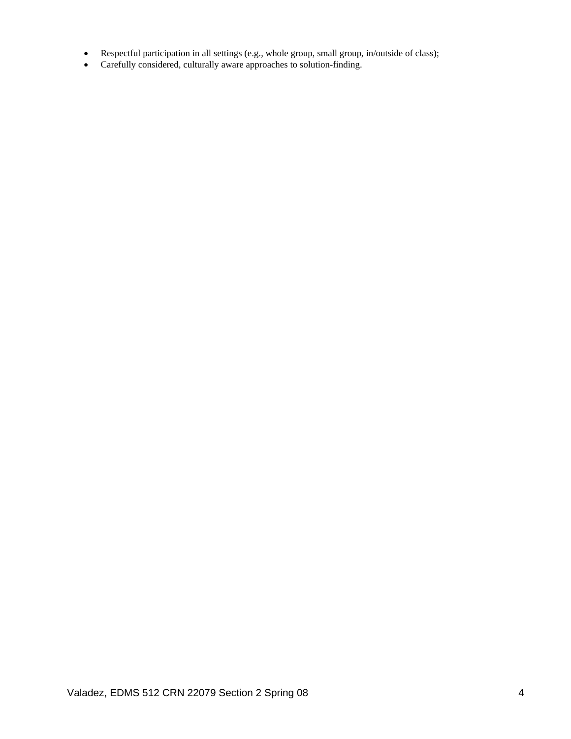- Respectful participation in all settings (e.g., whole group, small group, in/outside of class);
- Carefully considered, culturally aware approaches to solution-finding.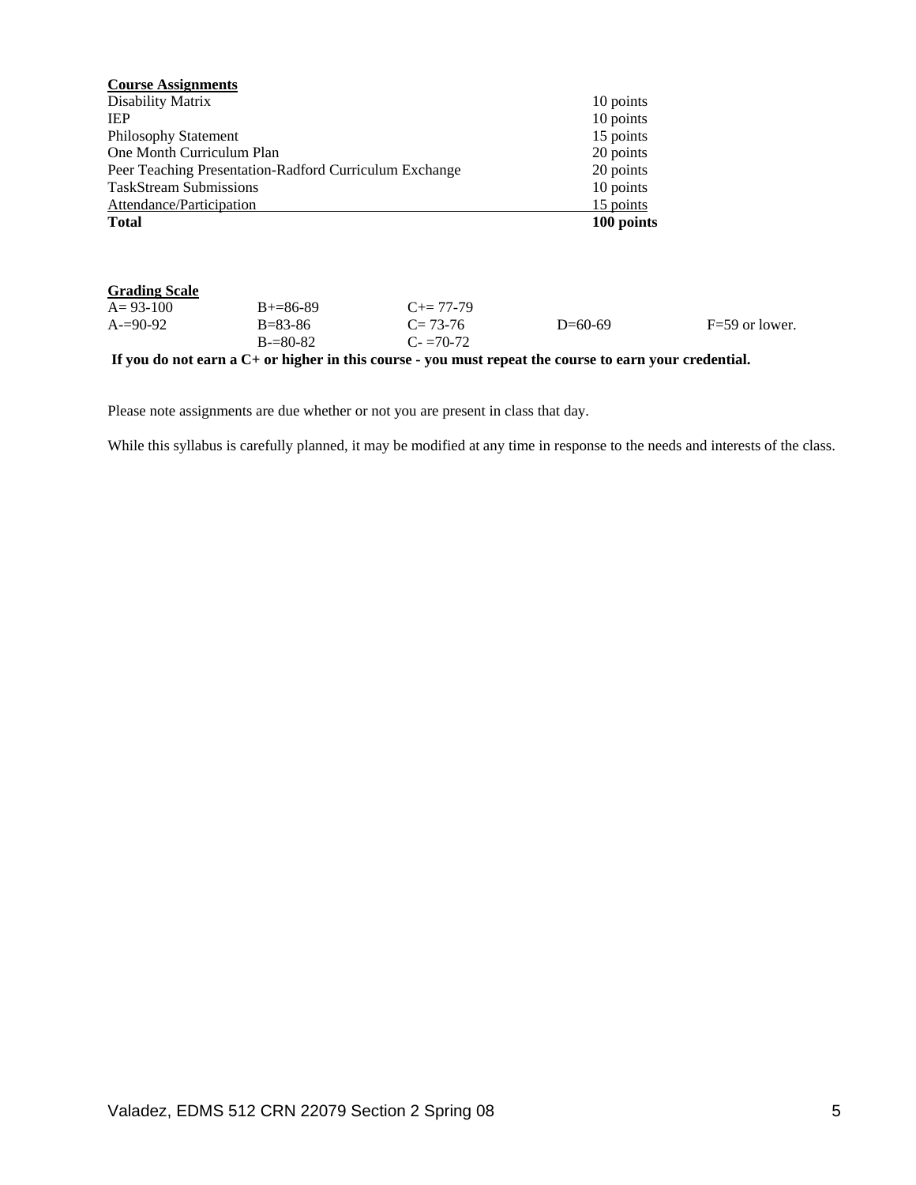**Course Assignments**

| Assignment | Points |
| --- | --- |
| Disability Matrix | 10 points |
| IEP | 10 points |
| Philosophy Statement | 15 points |
| One Month Curriculum Plan | 20 points |
| Peer Teaching Presentation-Radford Curriculum Exchange | 20 points |
| TaskStream Submissions | 10 points |
| Attendance/Participation | 15 points |
| **Total** | **100 points** |

**Grading Scale**

| | | | | |
| --- | --- | --- | --- | --- |
| A= 93-100 | B+=86-89 | C+= 77-79 | | |
| A-=90-92 | B=83-86 | C= 73-76 | D=60-69 | F=59 or lower. |
| | B-=80-82 | C- =70-72 | | |

**If you do not earn a C+ or higher in this course - you must repeat the course to earn your credential.**

Please note assignments are due whether or not you are present in class that day.

While this syllabus is carefully planned, it may be modified at any time in response to the needs and interests of the class.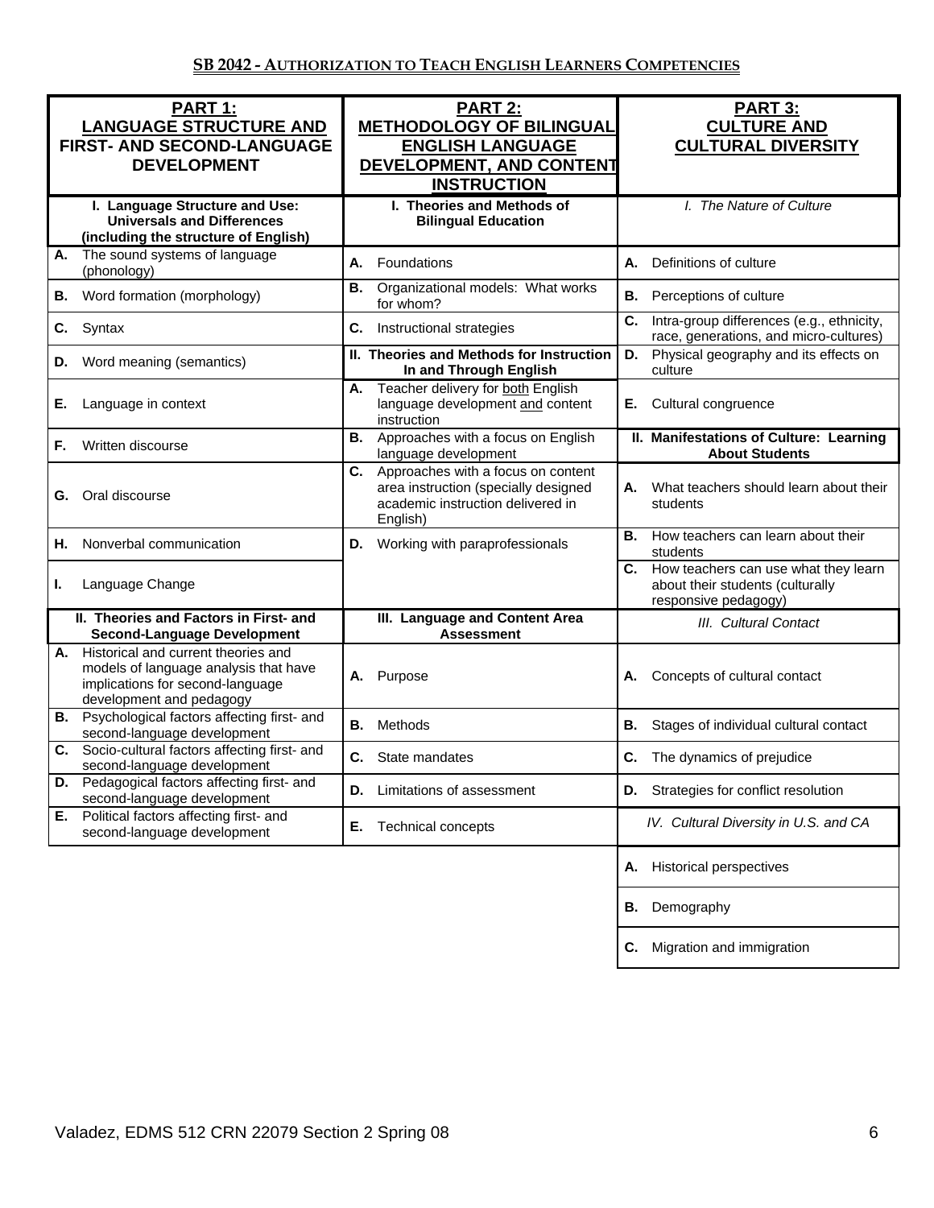## SB 2042 - Authorization to Teach English Learners Competencies

| PART 1: LANGUAGE STRUCTURE AND FIRST- AND SECOND-LANGUAGE DEVELOPMENT | PART 2: METHODOLOGY OF BILINGUAL ENGLISH LANGUAGE DEVELOPMENT, AND CONTENT INSTRUCTION | PART 3: CULTURE AND CULTURAL DIVERSITY |
|---|---|---|
| **I. Language Structure and Use: Universals and Differences (including the structure of English)** | **I. Theories and Methods of Bilingual Education** | *I. The Nature of Culture* |
| **A.** The sound systems of language (phonology) | **A.** Foundations | **A.** Definitions of culture |
| **B.** Word formation (morphology) | **B.** Organizational models: What works for whom? | **B.** Perceptions of culture |
| **C.** Syntax | **C.** Instructional strategies | **C.** Intra-group differences (e.g., ethnicity, race, generations, and micro-cultures) |
| **D.** Word meaning (semantics) | **II. Theories and Methods for Instruction In and Through English** | **D.** Physical geography and its effects on culture |
| **E.** Language in context | **A.** Teacher delivery for both English language development and content instruction | **E.** Cultural congruence |
| **F.** Written discourse | **B.** Approaches with a focus on English language development | **II. Manifestations of Culture: Learning About Students** |
| **G.** Oral discourse | **C.** Approaches with a focus on content area instruction (specially designed academic instruction delivered in English) | **A.** What teachers should learn about their students |
| **H.** Nonverbal communication | **D.** Working with paraprofessionals | **B.** How teachers can learn about their students |
| **I.** Language Change | | **C.** How teachers can use what they learn about their students (culturally responsive pedagogy) |
| **II. Theories and Factors in First- and Second-Language Development** | **III. Language and Content Area Assessment** | *III. Cultural Contact* |
| **A.** Historical and current theories and models of language analysis that have implications for second-language development and pedagogy | **A.** Purpose | **A.** Concepts of cultural contact |
| **B.** Psychological factors affecting first- and second-language development | **B.** Methods | **B.** Stages of individual cultural contact |
| **C.** Socio-cultural factors affecting first- and second-language development | **C.** State mandates | **C.** The dynamics of prejudice |
| **D.** Pedagogical factors affecting first- and second-language development | **D.** Limitations of assessment | **D.** Strategies for conflict resolution |
| **E.** Political factors affecting first- and second-language development | **E.** Technical concepts | *IV. Cultural Diversity in U.S. and CA* |
| | | **A.** Historical perspectives |
| | | **B.** Demography |
| | | **C.** Migration and immigration |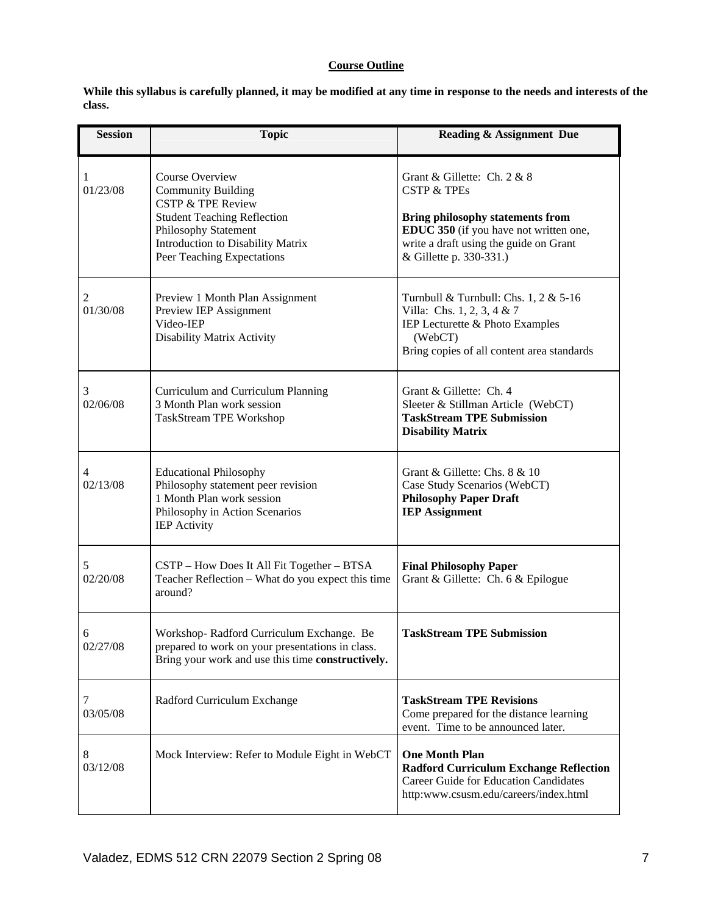**Course Outline**

**While this syllabus is carefully planned, it may be modified at any time in response to the needs and interests of the class.**

| Session | Topic | Reading & Assignment Due |
|---|---|---|
| 1<br>01/23/08 | Course Overview<br>Community Building<br>CSTP & TPE Review<br>Student Teaching Reflection<br>Philosophy Statement<br>Introduction to Disability Matrix<br>Peer Teaching Expectations | Grant & Gillette: Ch. 2 & 8<br>CSTP & TPEs<br><br>**Bring philosophy statements from EDUC 350** (if you have not written one, write a draft using the guide on Grant & Gillette p. 330-331.) |
| 2<br>01/30/08 | Preview 1 Month Plan Assignment<br>Preview IEP Assignment<br>Video-IEP<br>Disability Matrix Activity | Turnbull & Turnbull: Chs. 1, 2 & 5-16<br>Villa: Chs. 1, 2, 3, 4 & 7<br>IEP Lecturette & Photo Examples (WebCT)<br>Bring copies of all content area standards |
| 3<br>02/06/08 | Curriculum and Curriculum Planning<br>3 Month Plan work session<br>TaskStream TPE Workshop | Grant & Gillette: Ch. 4<br>Sleeter & Stillman Article (WebCT)<br>**TaskStream TPE Submission**<br>**Disability Matrix** |
| 4<br>02/13/08 | Educational Philosophy<br>Philosophy statement peer revision<br>1 Month Plan work session<br>Philosophy in Action Scenarios<br>IEP Activity | Grant & Gillette: Chs. 8 & 10<br>Case Study Scenarios (WebCT)<br>**Philosophy Paper Draft**<br>**IEP Assignment** |
| 5<br>02/20/08 | CSTP – How Does It All Fit Together – BTSA<br>Teacher Reflection – What do you expect this time around? | **Final Philosophy Paper**<br>Grant & Gillette: Ch. 6 & Epilogue |
| 6<br>02/27/08 | Workshop- Radford Curriculum Exchange. Be prepared to work on your presentations in class. Bring your work and use this time **constructively.** | **TaskStream TPE Submission** |
| 7<br>03/05/08 | Radford Curriculum Exchange | **TaskStream TPE Revisions**<br>Come prepared for the distance learning event. Time to be announced later. |
| 8<br>03/12/08 | Mock Interview: Refer to Module Eight in WebCT | **One Month Plan**<br>**Radford Curriculum Exchange Reflection**<br>Career Guide for Education Candidates<br>http:www.csusm.edu/careers/index.html |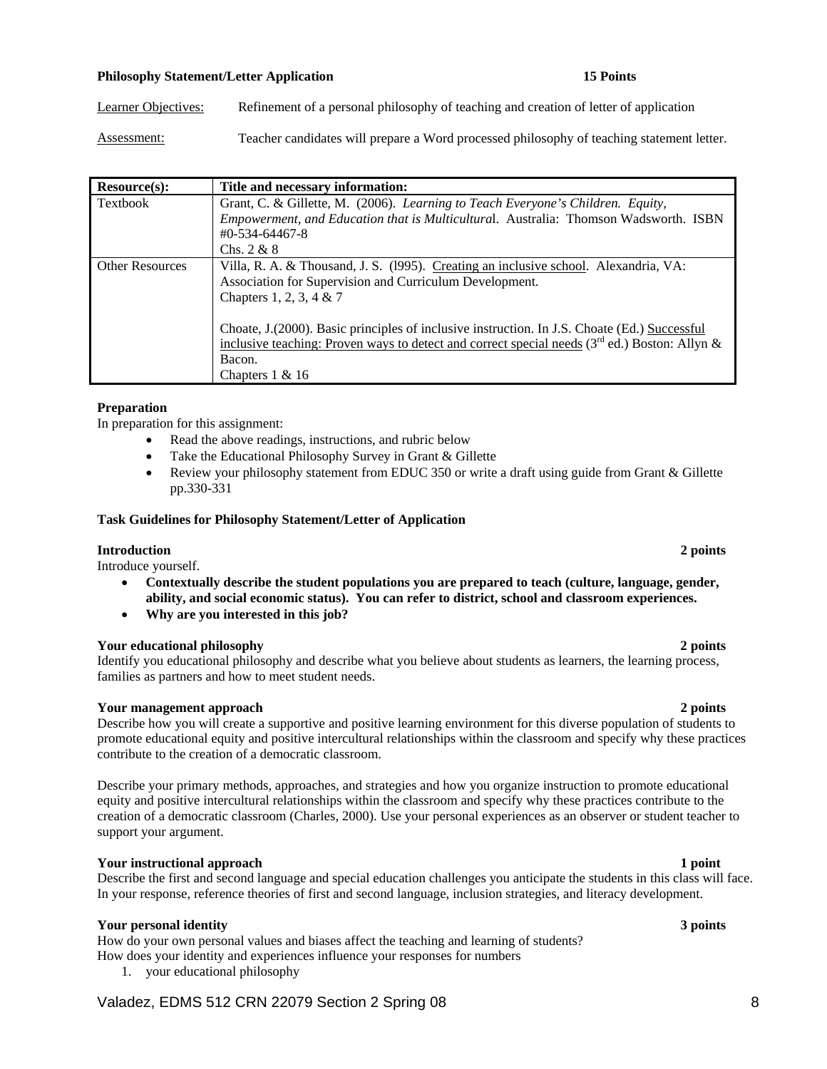**Philosophy Statement/Letter Application 15 Points**

Learner Objectives: Refinement of a personal philosophy of teaching and creation of letter of application

Assessment: Teacher candidates will prepare a Word processed philosophy of teaching statement letter.

| Resource(s): | Title and necessary information: |
|---|---|
| Textbook | Grant, C. & Gillette, M. (2006). *Learning to Teach Everyone's Children. Equity, Empowerment, and Education that is Multicultura*l. Australia: Thomson Wadsworth. ISBN #0-534-64467-8<br>Chs. 2 & 8 |
| Other Resources | Villa, R. A. & Thousand, J. S. (l995). Creating an inclusive school. Alexandria, VA: Association for Supervision and Curriculum Development.<br>Chapters 1, 2, 3, 4 & 7<br><br>Choate, J.(2000). Basic principles of inclusive instruction. In J.S. Choate (Ed.) Successful inclusive teaching: Proven ways to detect and correct special needs (3rd ed.) Boston: Allyn & Bacon.<br>Chapters 1 & 16 |

**Preparation**

In preparation for this assignment:

- Read the above readings, instructions, and rubric below
- Take the Educational Philosophy Survey in Grant & Gillette
- Review your philosophy statement from EDUC 350 or write a draft using guide from Grant & Gillette pp.330-331

**Task Guidelines for Philosophy Statement/Letter of Application**

**Introduction 2 points**

Introduce yourself.

- **Contextually describe the student populations you are prepared to teach (culture, language, gender, ability, and social economic status). You can refer to district, school and classroom experiences.**
- **Why are you interested in this job?**

**Your educational philosophy 2 points**

Identify you educational philosophy and describe what you believe about students as learners, the learning process, families as partners and how to meet student needs.

**Your management approach 2 points**

Describe how you will create a supportive and positive learning environment for this diverse population of students to promote educational equity and positive intercultural relationships within the classroom and specify why these practices contribute to the creation of a democratic classroom.

Describe your primary methods, approaches, and strategies and how you organize instruction to promote educational equity and positive intercultural relationships within the classroom and specify why these practices contribute to the creation of a democratic classroom (Charles, 2000). Use your personal experiences as an observer or student teacher to support your argument.

**Your instructional approach 1 point**

Describe the first and second language and special education challenges you anticipate the students in this class will face. In your response, reference theories of first and second language, inclusion strategies, and literacy development.

**Your personal identity 3 points**

How do your own personal values and biases affect the teaching and learning of students?
How does your identity and experiences influence your responses for numbers

1. your educational philosophy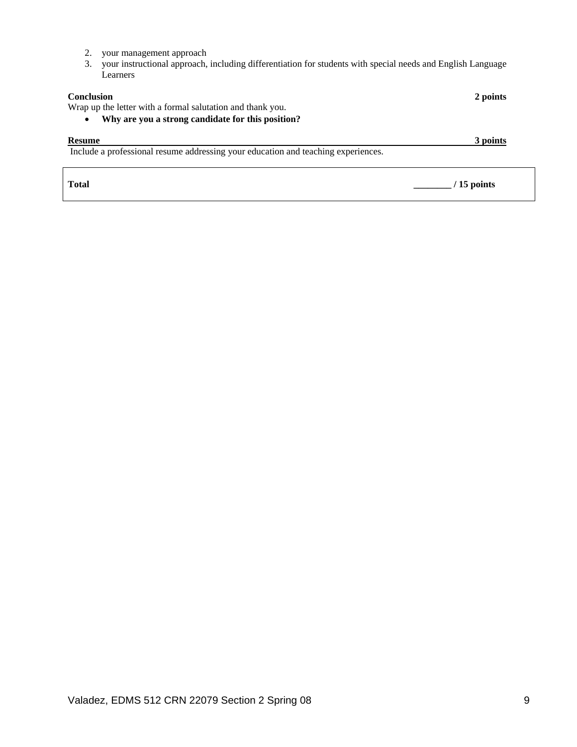2. your management approach
3. your instructional approach, including differentiation for students with special needs and English Language Learners

**Conclusion** **2 points**

Wrap up the letter with a formal salutation and thank you.

- **Why are you a strong candidate for this position?**

**Resume** **3 points**

Include a professional resume addressing your education and teaching experiences.

| **Total** | **________ / 15 points** |
|---|---|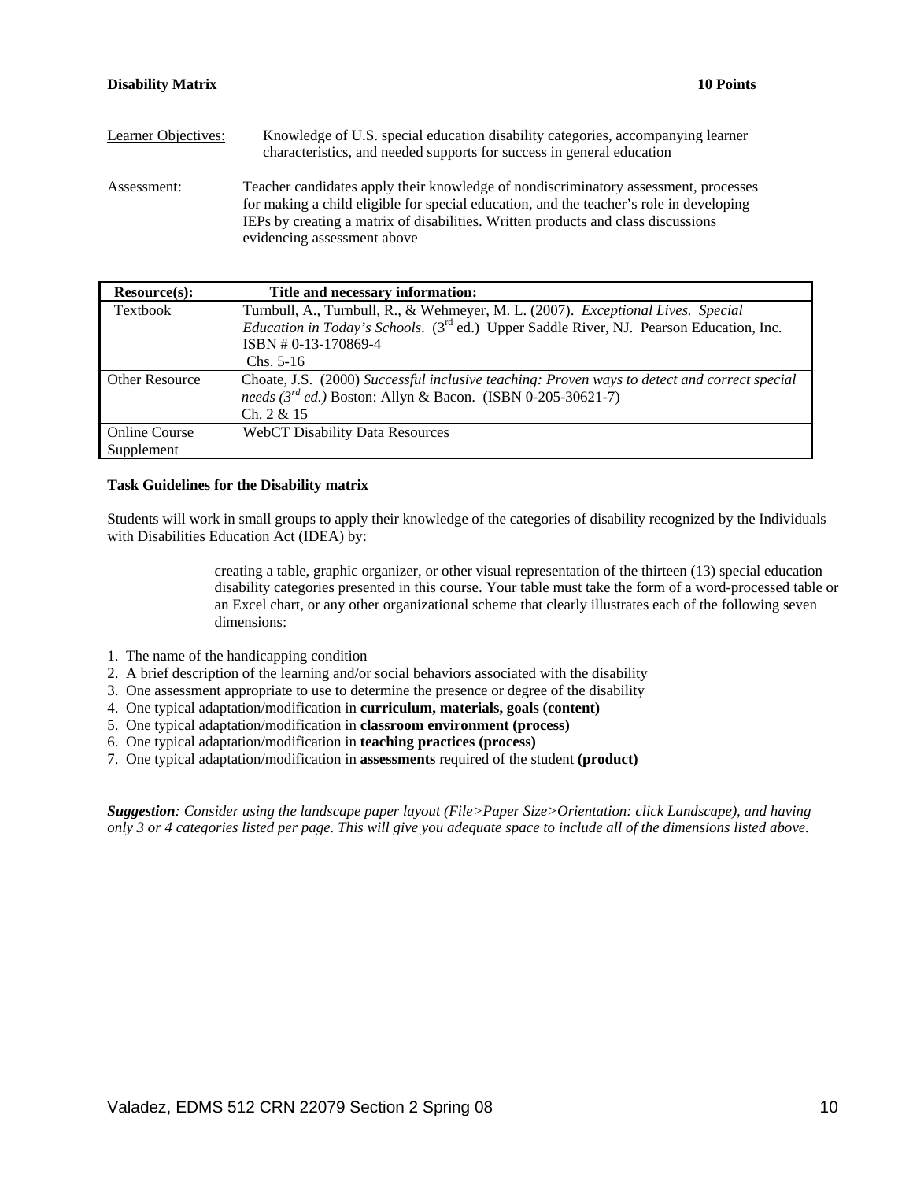**Disability Matrix** **10 Points**

Learner Objectives: Knowledge of U.S. special education disability categories, accompanying learner characteristics, and needed supports for success in general education

Assessment: Teacher candidates apply their knowledge of nondiscriminatory assessment, processes for making a child eligible for special education, and the teacher's role in developing IEPs by creating a matrix of disabilities. Written products and class discussions evidencing assessment above

| Resource(s): | Title and necessary information: |
| --- | --- |
| Textbook | Turnbull, A., Turnbull, R., & Wehmeyer, M. L. (2007). *Exceptional Lives. Special Education in Today's Schools.* (3rd ed.) Upper Saddle River, NJ. Pearson Education, Inc. ISBN # 0-13-170869-4<br>Chs. 5-16 |
| Other Resource | Choate, J.S. (2000) *Successful inclusive teaching: Proven ways to detect and correct special needs (3rd ed.)* Boston: Allyn & Bacon. (ISBN 0-205-30621-7)<br>Ch. 2 & 15 |
| Online Course Supplement | WebCT Disability Data Resources |

**Task Guidelines for the Disability matrix**

Students will work in small groups to apply their knowledge of the categories of disability recognized by the Individuals with Disabilities Education Act (IDEA) by:

> creating a table, graphic organizer, or other visual representation of the thirteen (13) special education disability categories presented in this course. Your table must take the form of a word-processed table or an Excel chart, or any other organizational scheme that clearly illustrates each of the following seven dimensions:

1. The name of the handicapping condition
2. A brief description of the learning and/or social behaviors associated with the disability
3. One assessment appropriate to use to determine the presence or degree of the disability
4. One typical adaptation/modification in **curriculum, materials, goals (content)**
5. One typical adaptation/modification in **classroom environment (process)**
6. One typical adaptation/modification in **teaching practices (process)**
7. One typical adaptation/modification in **assessments** required of the student **(product)**

***Suggestion****: Consider using the landscape paper layout (File>Paper Size>Orientation: click Landscape), and having only 3 or 4 categories listed per page. This will give you adequate space to include all of the dimensions listed above.*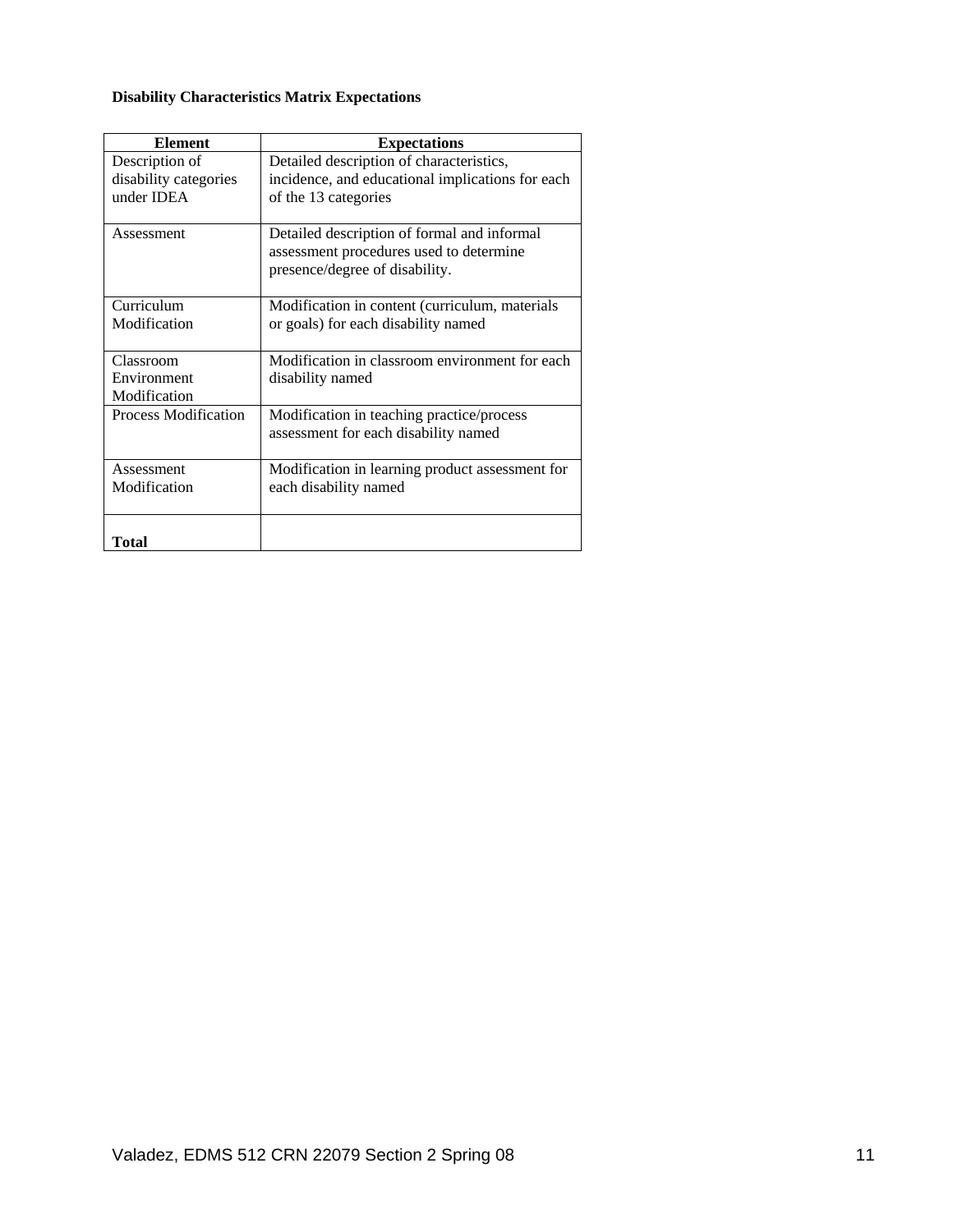**Disability Characteristics Matrix Expectations**

| Element | Expectations |
|---|---|
| Description of disability categories under IDEA | Detailed description of characteristics, incidence, and educational implications for each of the 13 categories |
| Assessment | Detailed description of formal and informal assessment procedures used to determine presence/degree of disability. |
| Curriculum Modification | Modification in content (curriculum, materials or goals) for each disability named |
| Classroom Environment Modification | Modification in classroom environment for each disability named |
| Process Modification | Modification in teaching practice/process assessment for each disability named |
| Assessment Modification | Modification in learning product assessment for each disability named |
| **Total** | |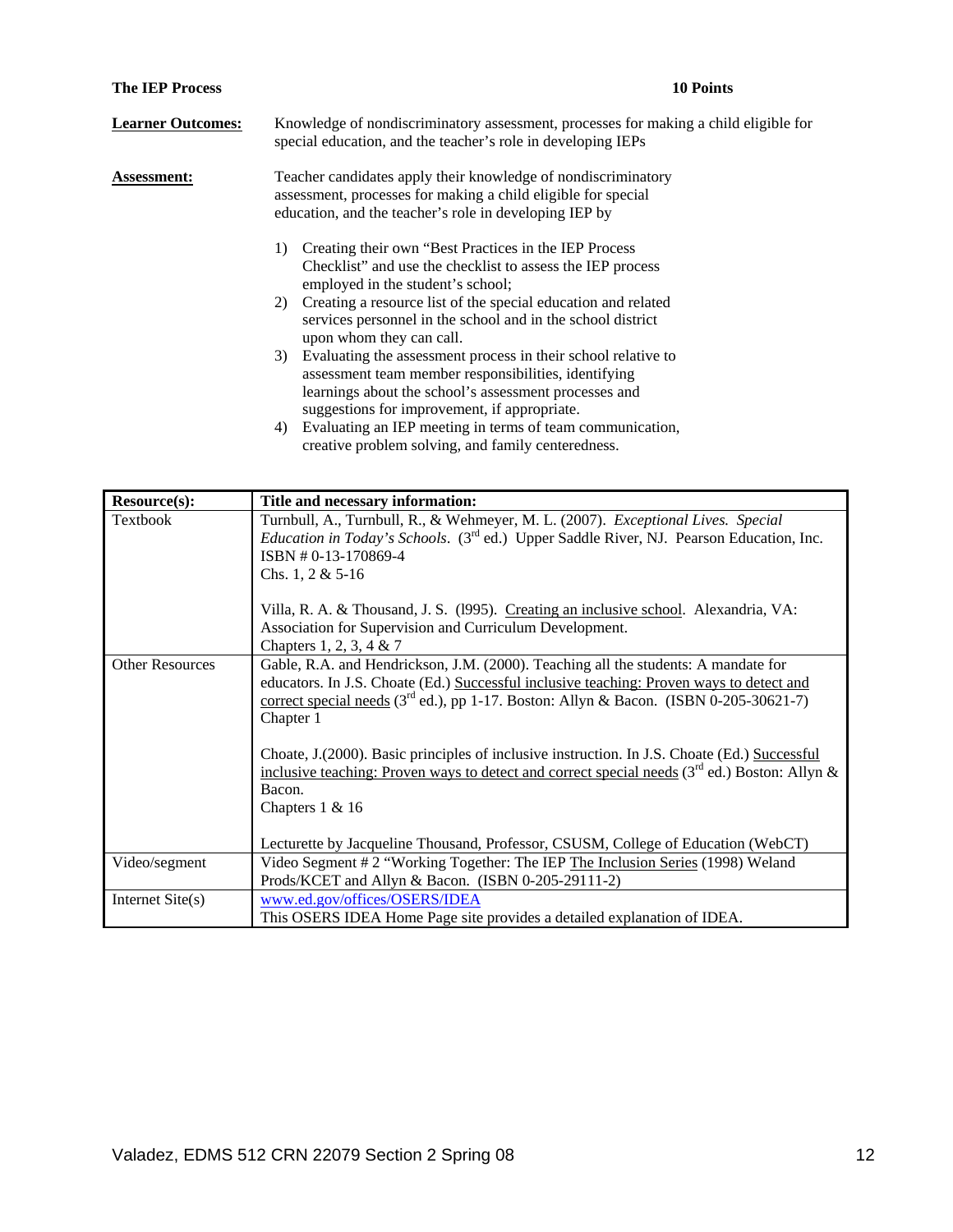**The IEP Process** **10 Points**

**Learner Outcomes:** Knowledge of nondiscriminatory assessment, processes for making a child eligible for special education, and the teacher's role in developing IEPs

**Assessment:** Teacher candidates apply their knowledge of nondiscriminatory assessment, processes for making a child eligible for special education, and the teacher's role in developing IEP by

1) Creating their own "Best Practices in the IEP Process Checklist" and use the checklist to assess the IEP process employed in the student's school;
2) Creating a resource list of the special education and related services personnel in the school and in the school district upon whom they can call.
3) Evaluating the assessment process in their school relative to assessment team member responsibilities, identifying learnings about the school's assessment processes and suggestions for improvement, if appropriate.
4) Evaluating an IEP meeting in terms of team communication, creative problem solving, and family centeredness.

| Resource(s): | Title and necessary information: |
|---|---|
| Textbook | Turnbull, A., Turnbull, R., & Wehmeyer, M. L. (2007). *Exceptional Lives. Special Education in Today's Schools*. (3rd ed.) Upper Saddle River, NJ. Pearson Education, Inc. ISBN # 0-13-170869-4<br>Chs. 1, 2 & 5-16<br><br>Villa, R. A. & Thousand, J. S. (l995). Creating an inclusive school. Alexandria, VA: Association for Supervision and Curriculum Development.<br>Chapters 1, 2, 3, 4 & 7 |
| Other Resources | Gable, R.A. and Hendrickson, J.M. (2000). Teaching all the students: A mandate for educators. In J.S. Choate (Ed.) Successful inclusive teaching: Proven ways to detect and correct special needs (3rd ed.), pp 1-17. Boston: Allyn & Bacon. (ISBN 0-205-30621-7)<br>Chapter 1<br><br>Choate, J.(2000). Basic principles of inclusive instruction. In J.S. Choate (Ed.) Successful inclusive teaching: Proven ways to detect and correct special needs (3rd ed.) Boston: Allyn & Bacon.<br>Chapters 1 & 16<br><br>Lecturette by Jacqueline Thousand, Professor, CSUSM, College of Education (WebCT) |
| Video/segment | Video Segment # 2 "Working Together: The IEP The Inclusion Series (1998) Weland Prods/KCET and Allyn & Bacon. (ISBN 0-205-29111-2) |
| Internet Site(s) | www.ed.gov/offices/OSERS/IDEA<br>This OSERS IDEA Home Page site provides a detailed explanation of IDEA. |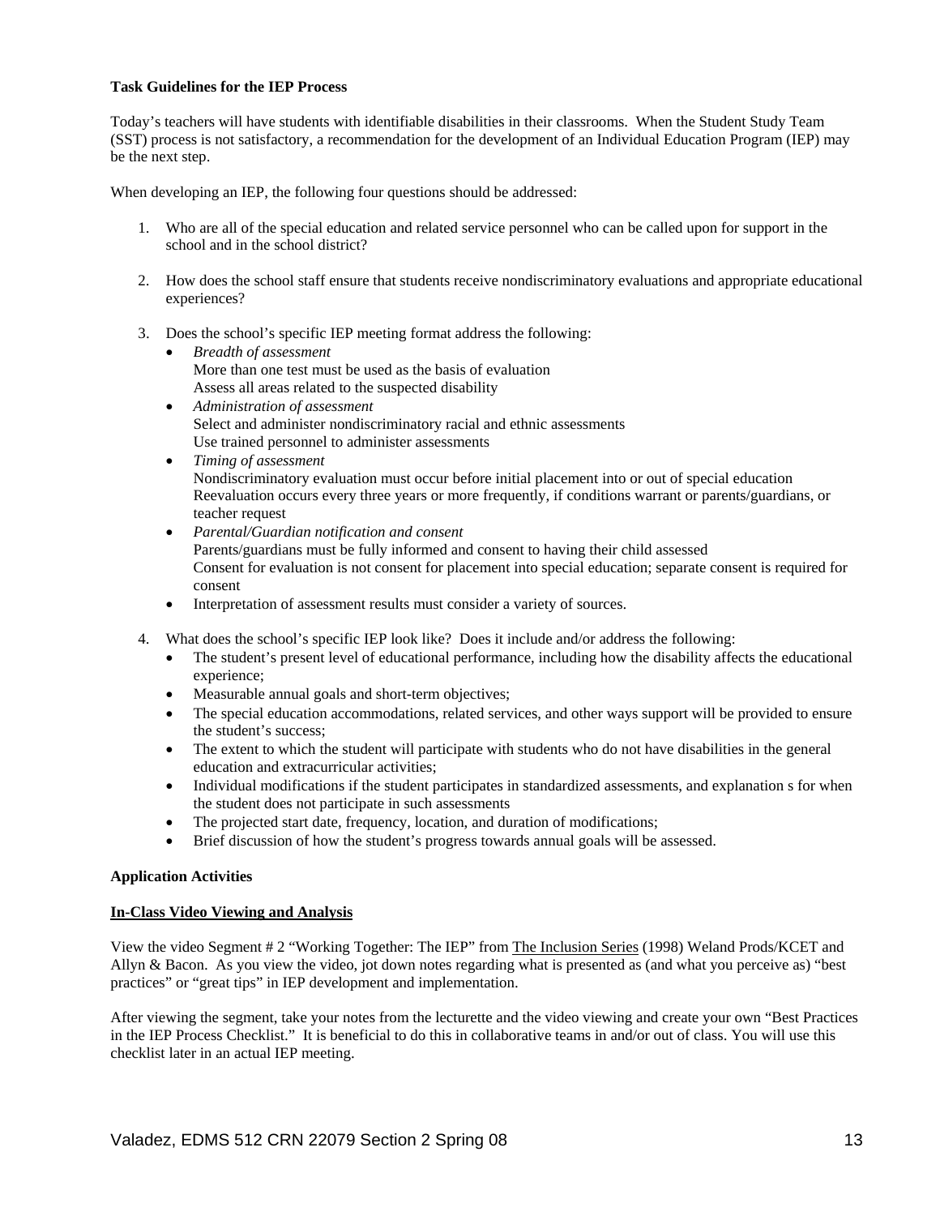**Task Guidelines for the IEP Process**

Today's teachers will have students with identifiable disabilities in their classrooms. When the Student Study Team (SST) process is not satisfactory, a recommendation for the development of an Individual Education Program (IEP) may be the next step.

When developing an IEP, the following four questions should be addressed:

1. Who are all of the special education and related service personnel who can be called upon for support in the school and in the school district?

2. How does the school staff ensure that students receive nondiscriminatory evaluations and appropriate educational experiences?

3. Does the school's specific IEP meeting format address the following:
   - *Breadth of assessment*
     More than one test must be used as the basis of evaluation
     Assess all areas related to the suspected disability
   - *Administration of assessment*
     Select and administer nondiscriminatory racial and ethnic assessments
     Use trained personnel to administer assessments
   - *Timing of assessment*
     Nondiscriminatory evaluation must occur before initial placement into or out of special education
     Reevaluation occurs every three years or more frequently, if conditions warrant or parents/guardians, or teacher request
   - *Parental/Guardian notification and consent*
     Parents/guardians must be fully informed and consent to having their child assessed
     Consent for evaluation is not consent for placement into special education; separate consent is required for consent
   - Interpretation of assessment results must consider a variety of sources.

4. What does the school's specific IEP look like? Does it include and/or address the following:
   - The student's present level of educational performance, including how the disability affects the educational experience;
   - Measurable annual goals and short-term objectives;
   - The special education accommodations, related services, and other ways support will be provided to ensure the student's success;
   - The extent to which the student will participate with students who do not have disabilities in the general education and extracurricular activities;
   - Individual modifications if the student participates in standardized assessments, and explanation s for when the student does not participate in such assessments
   - The projected start date, frequency, location, and duration of modifications;
   - Brief discussion of how the student's progress towards annual goals will be assessed.

**Application Activities**

**In-Class Video Viewing and Analysis**

View the video Segment # 2 "Working Together: The IEP" from The Inclusion Series (1998) Weland Prods/KCET and Allyn & Bacon. As you view the video, jot down notes regarding what is presented as (and what you perceive as) "best practices" or "great tips" in IEP development and implementation.

After viewing the segment, take your notes from the lecturette and the video viewing and create your own "Best Practices in the IEP Process Checklist." It is beneficial to do this in collaborative teams in and/or out of class. You will use this checklist later in an actual IEP meeting.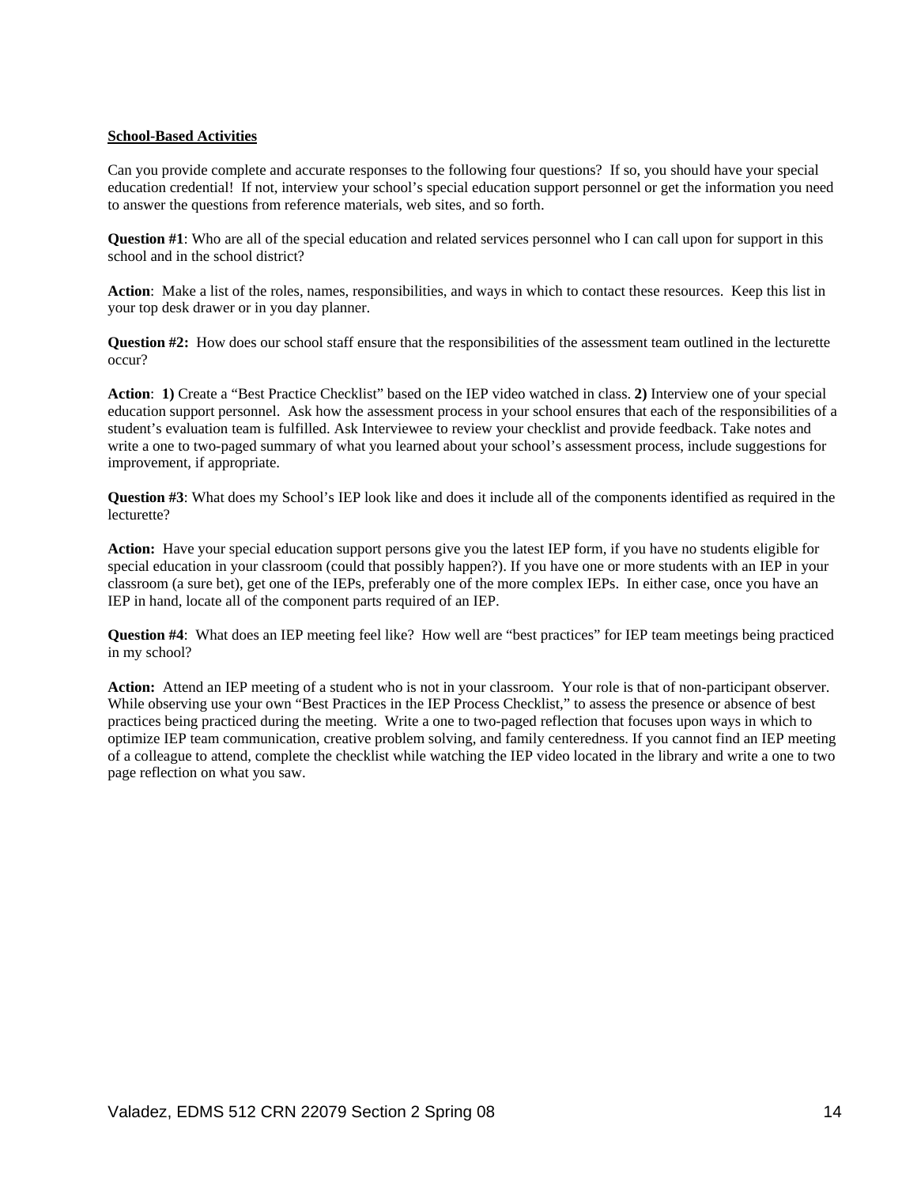**<u>School-Based Activities</u>**

Can you provide complete and accurate responses to the following four questions? If so, you should have your special education credential! If not, interview your school's special education support personnel or get the information you need to answer the questions from reference materials, web sites, and so forth.

**Question #1**: Who are all of the special education and related services personnel who I can call upon for support in this school and in the school district?

**Action**: Make a list of the roles, names, responsibilities, and ways in which to contact these resources. Keep this list in your top desk drawer or in you day planner.

**Question #2:** How does our school staff ensure that the responsibilities of the assessment team outlined in the lecturette occur?

**Action**: **1)** Create a "Best Practice Checklist" based on the IEP video watched in class. **2)** Interview one of your special education support personnel. Ask how the assessment process in your school ensures that each of the responsibilities of a student's evaluation team is fulfilled. Ask Interviewee to review your checklist and provide feedback. Take notes and write a one to two-paged summary of what you learned about your school's assessment process, include suggestions for improvement, if appropriate.

**Question #3**: What does my School's IEP look like and does it include all of the components identified as required in the lecturette?

**Action:** Have your special education support persons give you the latest IEP form, if you have no students eligible for special education in your classroom (could that possibly happen?). If you have one or more students with an IEP in your classroom (a sure bet), get one of the IEPs, preferably one of the more complex IEPs. In either case, once you have an IEP in hand, locate all of the component parts required of an IEP.

**Question #4**: What does an IEP meeting feel like? How well are "best practices" for IEP team meetings being practiced in my school?

**Action:** Attend an IEP meeting of a student who is not in your classroom. Your role is that of non-participant observer. While observing use your own "Best Practices in the IEP Process Checklist," to assess the presence or absence of best practices being practiced during the meeting. Write a one to two-paged reflection that focuses upon ways in which to optimize IEP team communication, creative problem solving, and family centeredness. If you cannot find an IEP meeting of a colleague to attend, complete the checklist while watching the IEP video located in the library and write a one to two page reflection on what you saw.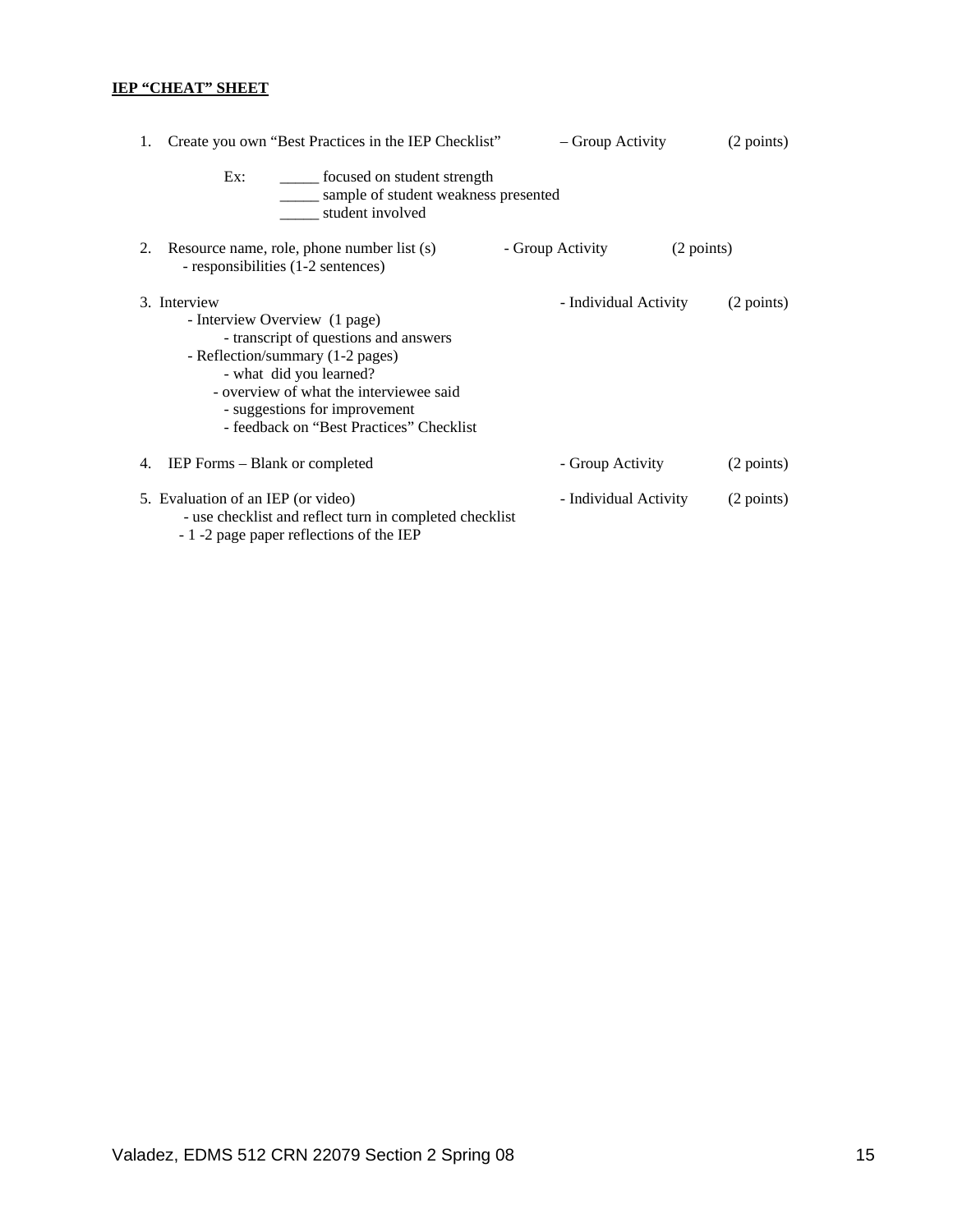**IEP "CHEAT" SHEET**

1. Create you own "Best Practices in the IEP Checklist" – Group Activity (2 points)

   Ex:
   _____ focused on student strength
   _____ sample of student weakness presented
   _____ student involved

2. Resource name, role, phone number list (s) - Group Activity (2 points)
   - responsibilities (1-2 sentences)

3. Interview - Individual Activity (2 points)
   - Interview Overview (1 page)
     - transcript of questions and answers
   - Reflection/summary (1-2 pages)
     - what did you learned?
     - overview of what the interviewee said
     - suggestions for improvement
     - feedback on "Best Practices" Checklist

4. IEP Forms – Blank or completed - Group Activity (2 points)

5. Evaluation of an IEP (or video) - Individual Activity (2 points)
   - use checklist and reflect turn in completed checklist
   - 1 -2 page paper reflections of the IEP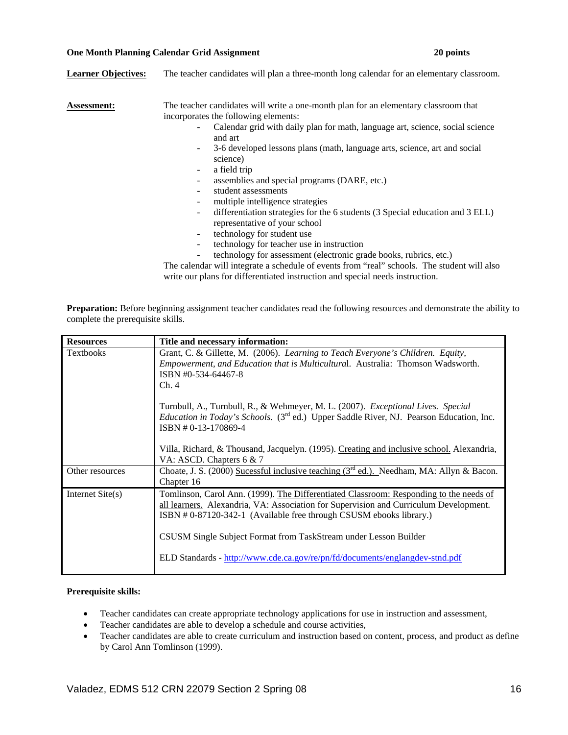**One Month Planning Calendar Grid Assignment** **20 points**

**Learner Objectives:** The teacher candidates will plan a three-month long calendar for an elementary classroom.

**Assessment:** The teacher candidates will write a one-month plan for an elementary classroom that incorporates the following elements:

- Calendar grid with daily plan for math, language art, science, social science and art
- 3-6 developed lessons plans (math, language arts, science, art and social science)
- a field trip
- assemblies and special programs (DARE, etc.)
- student assessments
- multiple intelligence strategies
- differentiation strategies for the 6 students (3 Special education and 3 ELL) representative of your school
- technology for student use
- technology for teacher use in instruction
- technology for assessment (electronic grade books, rubrics, etc.)

The calendar will integrate a schedule of events from "real" schools. The student will also write our plans for differentiated instruction and special needs instruction.

**Preparation:** Before beginning assignment teacher candidates read the following resources and demonstrate the ability to complete the prerequisite skills.

| **Resources** | **Title and necessary information:** |
|---|---|
| Textbooks | Grant, C. & Gillette, M. (2006). *Learning to Teach Everyone's Children. Equity, Empowerment, and Education that is Multicultura*l. Australia: Thomson Wadsworth. ISBN #0-534-64467-8<br>Ch. 4<br><br>Turnbull, A., Turnbull, R., & Wehmeyer, M. L. (2007). *Exceptional Lives. Special Education in Today's Schools*. (3rd ed.) Upper Saddle River, NJ. Pearson Education, Inc. ISBN # 0-13-170869-4<br><br>Villa, Richard, & Thousand, Jacquelyn. (1995). Creating and inclusive school. Alexandria, VA: ASCD. Chapters 6 & 7 |
| Other resources | Choate, J. S. (2000) Sucessful inclusive teaching (3rd ed.). Needham, MA: Allyn & Bacon. Chapter 16 |
| Internet Site(s) | Tomlinson, Carol Ann. (1999). The Differentiated Classroom: Responding to the needs of all learners. Alexandria, VA: Association for Supervision and Curriculum Development. ISBN # 0-87120-342-1 (Available free through CSUSM ebooks library.)<br><br>CSUSM Single Subject Format from TaskStream under Lesson Builder<br><br>ELD Standards - http://www.cde.ca.gov/re/pn/fd/documents/englangdev-stnd.pdf |

**Prerequisite skills:**

- Teacher candidates can create appropriate technology applications for use in instruction and assessment,
- Teacher candidates are able to develop a schedule and course activities,
- Teacher candidates are able to create curriculum and instruction based on content, process, and product as define by Carol Ann Tomlinson (1999).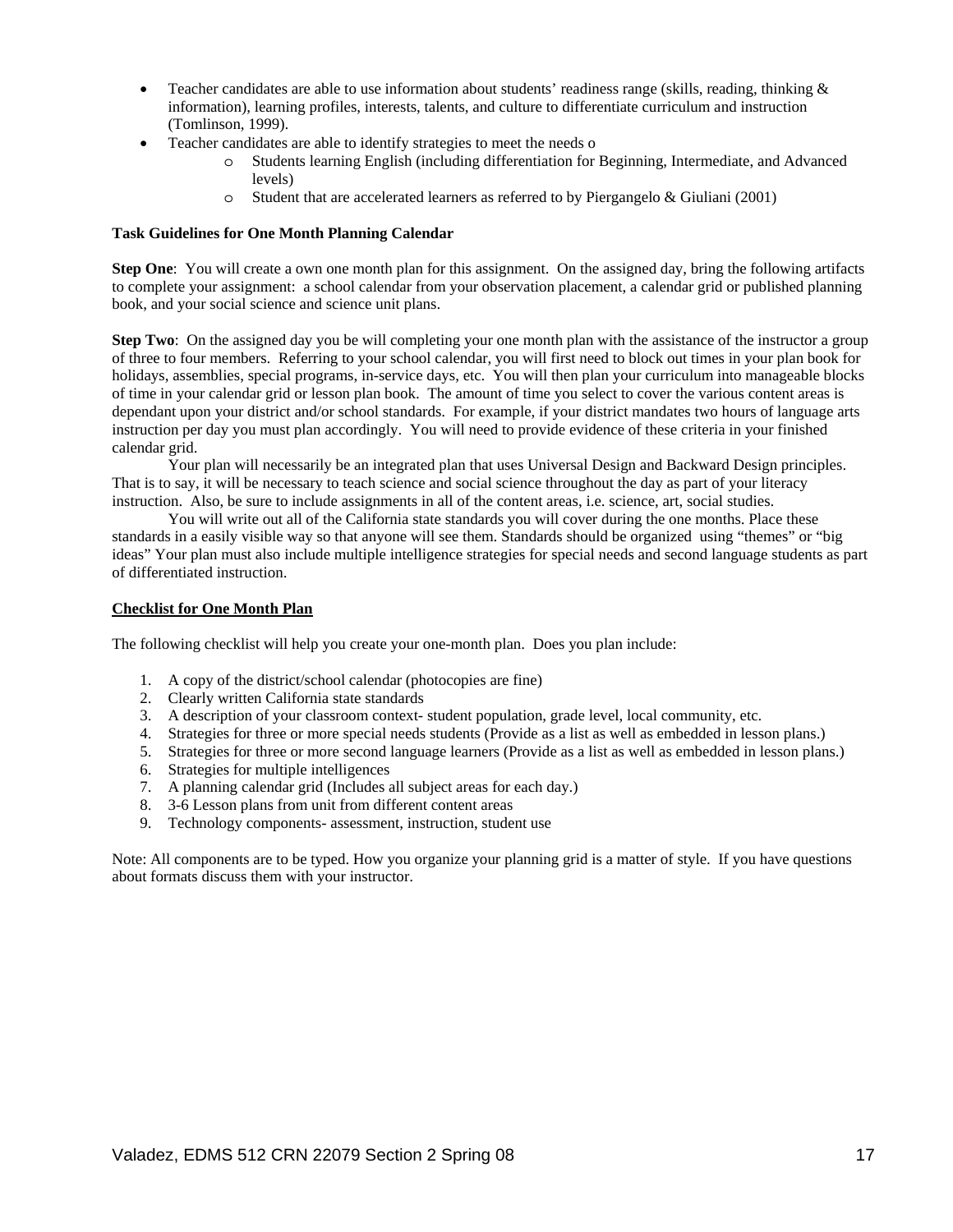- Teacher candidates are able to use information about students' readiness range (skills, reading, thinking & information), learning profiles, interests, talents, and culture to differentiate curriculum and instruction (Tomlinson, 1999).
- Teacher candidates are able to identify strategies to meet the needs o
  - Students learning English (including differentiation for Beginning, Intermediate, and Advanced levels)
  - Student that are accelerated learners as referred to by Piergangelo & Giuliani (2001)

**Task Guidelines for One Month Planning Calendar**

**Step One**: You will create a own one month plan for this assignment. On the assigned day, bring the following artifacts to complete your assignment: a school calendar from your observation placement, a calendar grid or published planning book, and your social science and science unit plans.

**Step Two**: On the assigned day you be will completing your one month plan with the assistance of the instructor a group of three to four members. Referring to your school calendar, you will first need to block out times in your plan book for holidays, assemblies, special programs, in-service days, etc. You will then plan your curriculum into manageable blocks of time in your calendar grid or lesson plan book. The amount of time you select to cover the various content areas is dependant upon your district and/or school standards. For example, if your district mandates two hours of language arts instruction per day you must plan accordingly. You will need to provide evidence of these criteria in your finished calendar grid.

Your plan will necessarily be an integrated plan that uses Universal Design and Backward Design principles. That is to say, it will be necessary to teach science and social science throughout the day as part of your literacy instruction. Also, be sure to include assignments in all of the content areas, i.e. science, art, social studies.

You will write out all of the California state standards you will cover during the one months. Place these standards in a easily visible way so that anyone will see them. Standards should be organized using "themes" or "big ideas" Your plan must also include multiple intelligence strategies for special needs and second language students as part of differentiated instruction.

**Checklist for One Month Plan**

The following checklist will help you create your one-month plan. Does you plan include:

1. A copy of the district/school calendar (photocopies are fine)
2. Clearly written California state standards
3. A description of your classroom context- student population, grade level, local community, etc.
4. Strategies for three or more special needs students (Provide as a list as well as embedded in lesson plans.)
5. Strategies for three or more second language learners (Provide as a list as well as embedded in lesson plans.)
6. Strategies for multiple intelligences
7. A planning calendar grid (Includes all subject areas for each day.)
8. 3-6 Lesson plans from unit from different content areas
9. Technology components- assessment, instruction, student use

Note: All components are to be typed. How you organize your planning grid is a matter of style. If you have questions about formats discuss them with your instructor.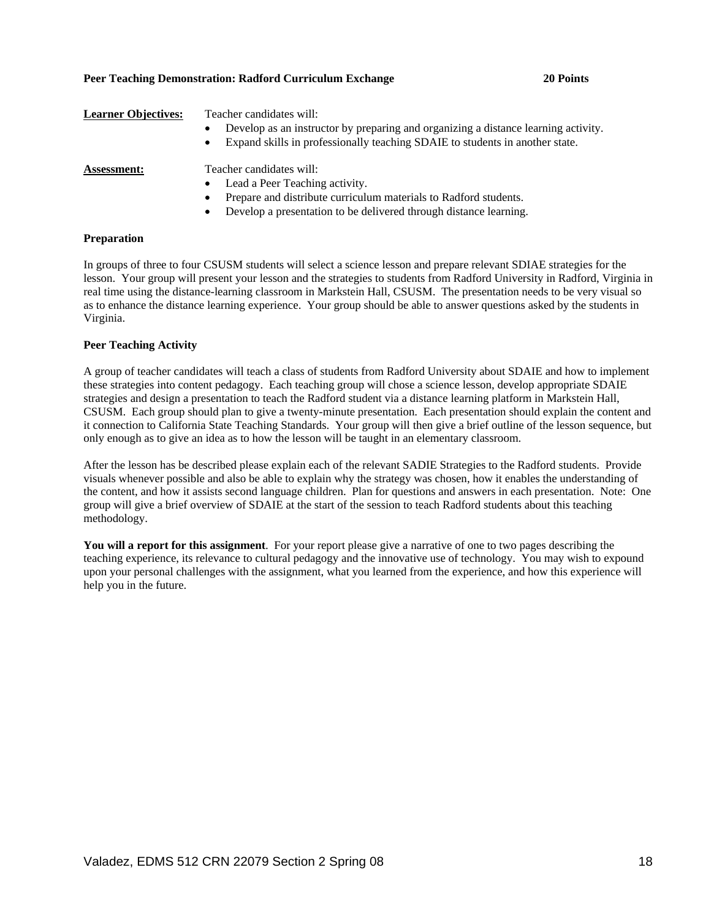**Peer Teaching Demonstration: Radford Curriculum Exchange** **20 Points**

**Learner Objectives:** Teacher candidates will:

- Develop as an instructor by preparing and organizing a distance learning activity.
- Expand skills in professionally teaching SDAIE to students in another state.

**Assessment:** Teacher candidates will:

- Lead a Peer Teaching activity.
- Prepare and distribute curriculum materials to Radford students.
- Develop a presentation to be delivered through distance learning.

**Preparation**

In groups of three to four CSUSM students will select a science lesson and prepare relevant SDIAE strategies for the lesson. Your group will present your lesson and the strategies to students from Radford University in Radford, Virginia in real time using the distance-learning classroom in Markstein Hall, CSUSM. The presentation needs to be very visual so as to enhance the distance learning experience. Your group should be able to answer questions asked by the students in Virginia.

**Peer Teaching Activity**

A group of teacher candidates will teach a class of students from Radford University about SDAIE and how to implement these strategies into content pedagogy. Each teaching group will chose a science lesson, develop appropriate SDAIE strategies and design a presentation to teach the Radford student via a distance learning platform in Markstein Hall, CSUSM. Each group should plan to give a twenty-minute presentation. Each presentation should explain the content and it connection to California State Teaching Standards. Your group will then give a brief outline of the lesson sequence, but only enough as to give an idea as to how the lesson will be taught in an elementary classroom.

After the lesson has be described please explain each of the relevant SADIE Strategies to the Radford students. Provide visuals whenever possible and also be able to explain why the strategy was chosen, how it enables the understanding of the content, and how it assists second language children. Plan for questions and answers in each presentation. Note: One group will give a brief overview of SDAIE at the start of the session to teach Radford students about this teaching methodology.

**You will a report for this assignment**. For your report please give a narrative of one to two pages describing the teaching experience, its relevance to cultural pedagogy and the innovative use of technology. You may wish to expound upon your personal challenges with the assignment, what you learned from the experience, and how this experience will help you in the future.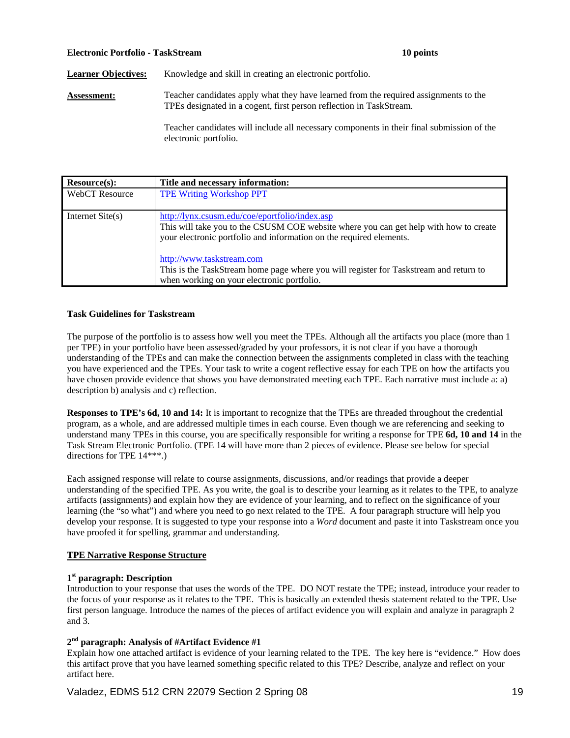**Electronic Portfolio - TaskStream** **10 points**

| | |
|---|---|
| **Learner Objectives:** | Knowledge and skill in creating an electronic portfolio. |
| **Assessment:** | Teacher candidates apply what they have learned from the required assignments to the TPEs designated in a cogent, first person reflection in TaskStream.<br><br>Teacher candidates will include all necessary components in their final submission of the electronic portfolio. |

| Resource(s): | Title and necessary information: |
|---|---|
| WebCT Resource | TPE Writing Workshop PPT |
| Internet Site(s) | http://lynx.csusm.edu/coe/eportfolio/index.asp<br>This will take you to the CSUSM COE website where you can get help with how to create your electronic portfolio and information on the required elements.<br><br>http://www.taskstream.com<br>This is the TaskStream home page where you will register for Taskstream and return to when working on your electronic portfolio. |

**Task Guidelines for Taskstream**

The purpose of the portfolio is to assess how well you meet the TPEs. Although all the artifacts you place (more than 1 per TPE) in your portfolio have been assessed/graded by your professors, it is not clear if you have a thorough understanding of the TPEs and can make the connection between the assignments completed in class with the teaching you have experienced and the TPEs. Your task to write a cogent reflective essay for each TPE on how the artifacts you have chosen provide evidence that shows you have demonstrated meeting each TPE. Each narrative must include a: a) description b) analysis and c) reflection.

**Responses to TPE's 6d, 10 and 14:** It is important to recognize that the TPEs are threaded throughout the credential program, as a whole, and are addressed multiple times in each course. Even though we are referencing and seeking to understand many TPEs in this course, you are specifically responsible for writing a response for TPE **6d, 10 and 14** in the Task Stream Electronic Portfolio. (TPE 14 will have more than 2 pieces of evidence. Please see below for special directions for TPE 14***.)

Each assigned response will relate to course assignments, discussions, and/or readings that provide a deeper understanding of the specified TPE. As you write, the goal is to describe your learning as it relates to the TPE, to analyze artifacts (assignments) and explain how they are evidence of your learning, and to reflect on the significance of your learning (the "so what") and where you need to go next related to the TPE. A four paragraph structure will help you develop your response. It is suggested to type your response into a *Word* document and paste it into Taskstream once you have proofed it for spelling, grammar and understanding.

**TPE Narrative Response Structure**

**1st paragraph: Description**
Introduction to your response that uses the words of the TPE. DO NOT restate the TPE; instead, introduce your reader to the focus of your response as it relates to the TPE. This is basically an extended thesis statement related to the TPE. Use first person language. Introduce the names of the pieces of artifact evidence you will explain and analyze in paragraph 2 and 3.

**2nd paragraph: Analysis of #Artifact Evidence #1**
Explain how one attached artifact is evidence of your learning related to the TPE. The key here is "evidence." How does this artifact prove that you have learned something specific related to this TPE? Describe, analyze and reflect on your artifact here.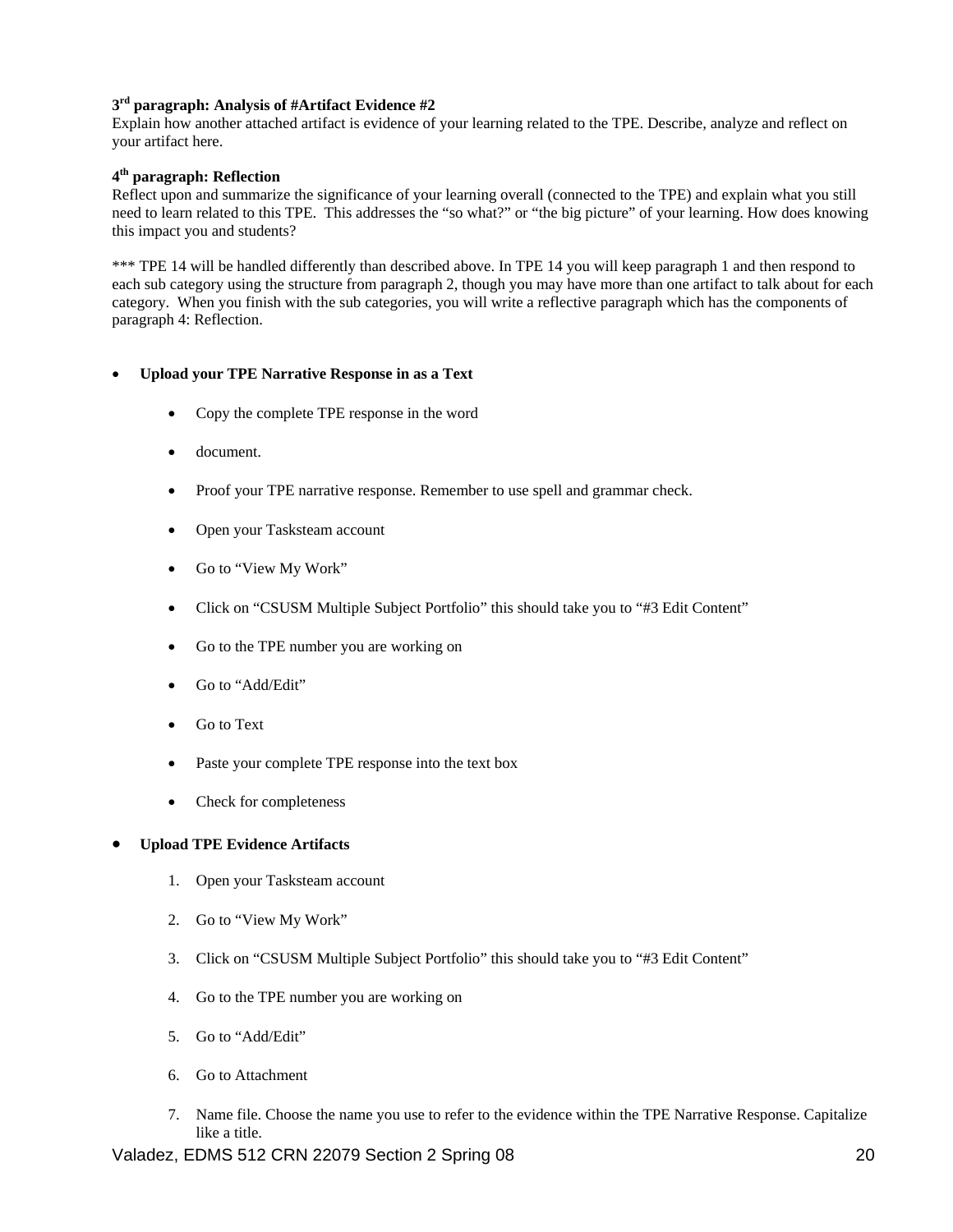**3rd paragraph: Analysis of #Artifact Evidence #2**
Explain how another attached artifact is evidence of your learning related to the TPE. Describe, analyze and reflect on your artifact here.

**4th paragraph: Reflection**
Reflect upon and summarize the significance of your learning overall (connected to the TPE) and explain what you still need to learn related to this TPE. This addresses the "so what?" or "the big picture" of your learning. How does knowing this impact you and students?

*** TPE 14 will be handled differently than described above. In TPE 14 you will keep paragraph 1 and then respond to each sub category using the structure from paragraph 2, though you may have more than one artifact to talk about for each category. When you finish with the sub categories, you will write a reflective paragraph which has the components of paragraph 4: Reflection.

- **Upload your TPE Narrative Response in as a Text**
  - Copy the complete TPE response in the word
  - document.
  - Proof your TPE narrative response. Remember to use spell and grammar check.
  - Open your Tasksteam account
  - Go to "View My Work"
  - Click on "CSUSM Multiple Subject Portfolio" this should take you to "#3 Edit Content"
  - Go to the TPE number you are working on
  - Go to "Add/Edit"
  - Go to Text
  - Paste your complete TPE response into the text box
  - Check for completeness

- **Upload TPE Evidence Artifacts**
  1. Open your Tasksteam account
  2. Go to "View My Work"
  3. Click on "CSUSM Multiple Subject Portfolio" this should take you to "#3 Edit Content"
  4. Go to the TPE number you are working on
  5. Go to "Add/Edit"
  6. Go to Attachment
  7. Name file. Choose the name you use to refer to the evidence within the TPE Narrative Response. Capitalize like a title.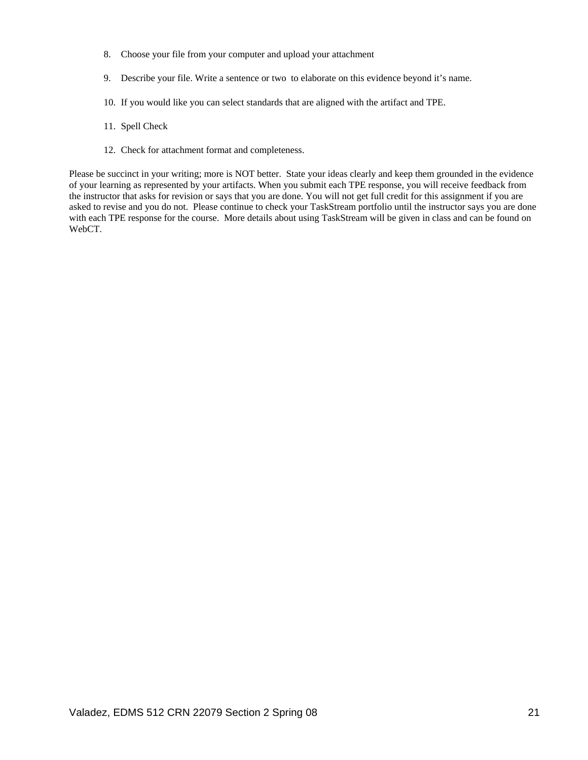8. Choose your file from your computer and upload your attachment

9. Describe your file. Write a sentence or two to elaborate on this evidence beyond it's name.

10. If you would like you can select standards that are aligned with the artifact and TPE.

11. Spell Check

12. Check for attachment format and completeness.

Please be succinct in your writing; more is NOT better. State your ideas clearly and keep them grounded in the evidence of your learning as represented by your artifacts. When you submit each TPE response, you will receive feedback from the instructor that asks for revision or says that you are done. You will not get full credit for this assignment if you are asked to revise and you do not. Please continue to check your TaskStream portfolio until the instructor says you are done with each TPE response for the course. More details about using TaskStream will be given in class and can be found on WebCT.